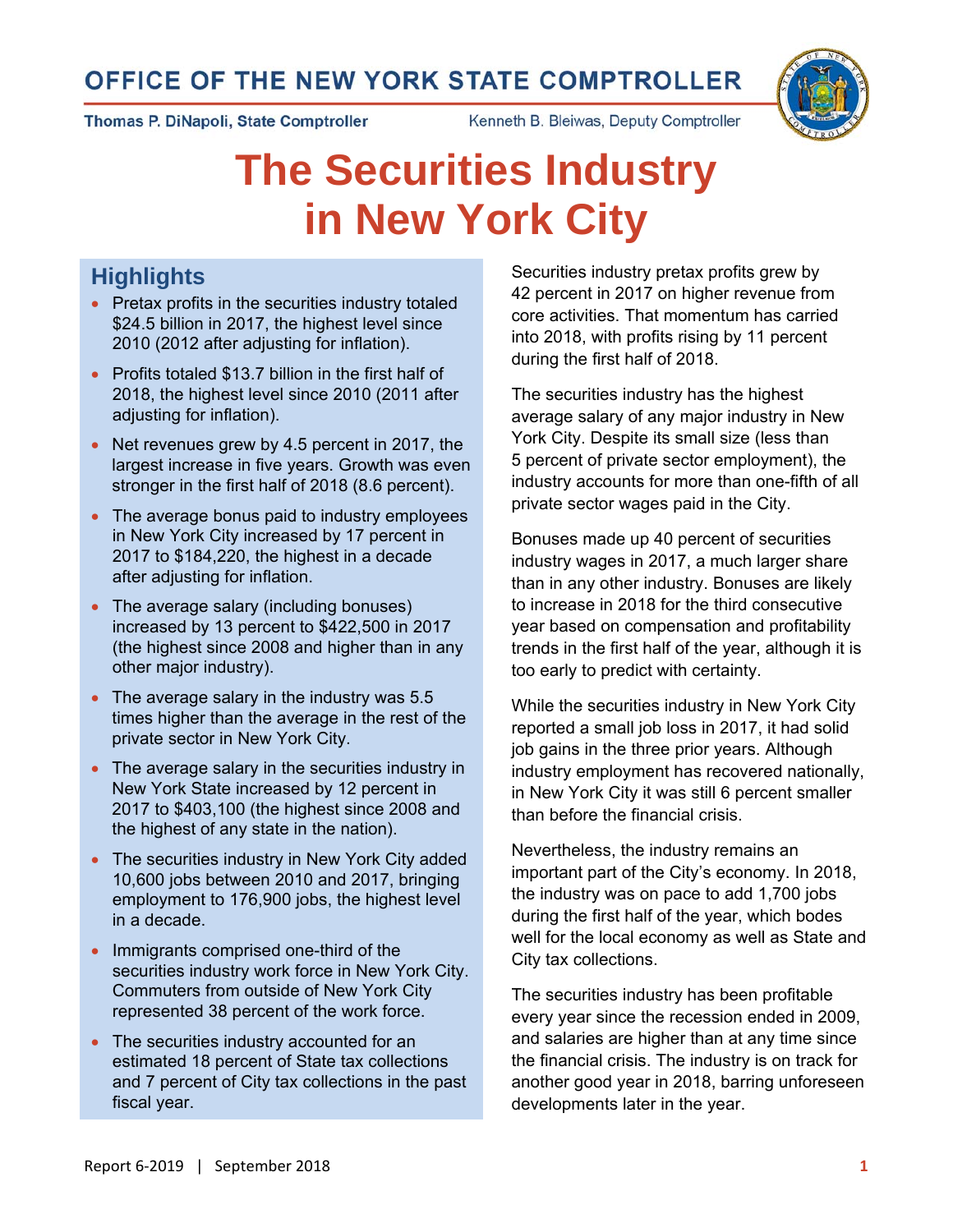# OFFICE OF THE NEW YORK STATE COMPTROLLER

**Thomas P. DiNapoli, State Comptroller**

Kenneth B. Bleiwas, Deputy Comptroller

# The Securities Industry in New York City

## Highlights

- Pretax profits in the securities industry totaled $24.5 billion in 2017, the highest level since 2010 (2012 after adjusting for inflation).
- Profits totaled $13.7 billion in the first half of 2018, the highest level since 2010 (2011 after adjusting for inflation).
- Net revenues grew by 4.5 percent in 2017, the largest increase in five years. Growth was even stronger in the first half of 2018 (8.6 percent).
- The average bonus paid to industry employees in New York City increased by 17 percent in 2017 to $184,220, the highest in a decade after adjusting for inflation.
- The average salary (including bonuses) increased by 13 percent to $422,500 in 2017 (the highest since 2008 and higher than in any other major industry).
- The average salary in the industry was 5.5 times higher than the average in the rest of the private sector in New York City.
- The average salary in the securities industry in New York State increased by 12 percent in 2017 to $403,100 (the highest since 2008 and the highest of any state in the nation).
- The securities industry in New York City added 10,600 jobs between 2010 and 2017, bringing employment to 176,900 jobs, the highest level in a decade.
- Immigrants comprised one-third of the securities industry work force in New York City. Commuters from outside of New York City represented 38 percent of the work force.
- The securities industry accounted for an estimated 18 percent of State tax collections and 7 percent of City tax collections in the past fiscal year.

Securities industry pretax profits grew by 42 percent in 2017 on higher revenue from core activities. That momentum has carried into 2018, with profits rising by 11 percent during the first half of 2018.

The securities industry has the highest average salary of any major industry in New York City. Despite its small size (less than 5 percent of private sector employment), the industry accounts for more than one-fifth of all private sector wages paid in the City.

Bonuses made up 40 percent of securities industry wages in 2017, a much larger share than in any other industry. Bonuses are likely to increase in 2018 for the third consecutive year based on compensation and profitability trends in the first half of the year, although it is too early to predict with certainty.

While the securities industry in New York City reported a small job loss in 2017, it had solid job gains in the three prior years. Although industry employment has recovered nationally, in New York City it was still 6 percent smaller than before the financial crisis.

Nevertheless, the industry remains an important part of the City's economy. In 2018, the industry was on pace to add 1,700 jobs during the first half of the year, which bodes well for the local economy as well as State and City tax collections.

The securities industry has been profitable every year since the recession ended in 2009, and salaries are higher than at any time since the financial crisis. The industry is on track for another good year in 2018, barring unforeseen developments later in the year.

Report 6-2019 | September 2018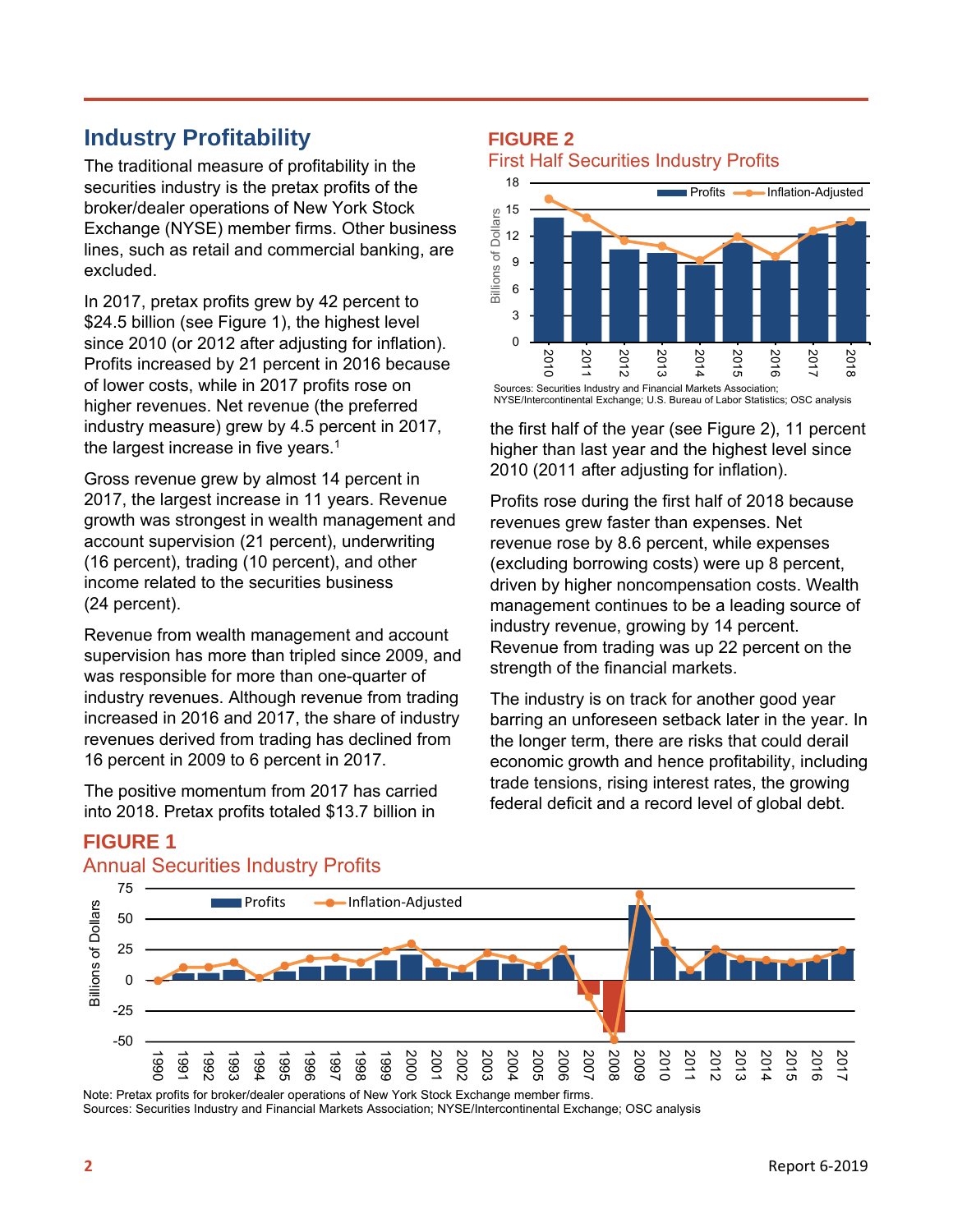## Industry Profitability

The traditional measure of profitability in the securities industry is the pretax profits of the broker/dealer operations of New York Stock Exchange (NYSE) member firms. Other business lines, such as retail and commercial banking, are excluded.

In 2017, pretax profits grew by 42 percent to $24.5 billion (see Figure 1), the highest level since 2010 (or 2012 after adjusting for inflation). Profits increased by 21 percent in 2016 because of lower costs, while in 2017 profits rose on higher revenues. Net revenue (the preferred industry measure) grew by 4.5 percent in 2017, the largest increase in five years.[1]

Gross revenue grew by almost 14 percent in 2017, the largest increase in 11 years. Revenue growth was strongest in wealth management and account supervision (21 percent), underwriting (16 percent), trading (10 percent), and other income related to the securities business (24 percent).

Revenue from wealth management and account supervision has more than tripled since 2009, and was responsible for more than one-quarter of industry revenues. Although revenue from trading increased in 2016 and 2017, the share of industry revenues derived from trading has declined from 16 percent in 2009 to 6 percent in 2017.

The positive momentum from 2017 has carried into 2018. Pretax profits totaled $13.7 billion in the first half of the year (see Figure 2), 11 percent higher than last year and the highest level since 2010 (2011 after adjusting for inflation).

Profits rose during the first half of 2018 because revenues grew faster than expenses. Net revenue rose by 8.6 percent, while expenses (excluding borrowing costs) were up 8 percent, driven by higher noncompensation costs. Wealth management continues to be a leading source of industry revenue, growing by 14 percent. Revenue from trading was up 22 percent on the strength of the financial markets.

The industry is on track for another good year barring an unforeseen setback later in the year. In the longer term, there are risks that could derail economic growth and hence profitability, including trade tensions, rising interest rates, the growing federal deficit and a record level of global debt.

**FIGURE 2**
First Half Securities Industry Profits

Sources: Securities Industry and Financial Markets Association; NYSE/Intercontinental Exchange; U.S. Bureau of Labor Statistics; OSC analysis

**FIGURE 1**
Annual Securities Industry Profits

Note: Pretax profits for broker/dealer operations of New York Stock Exchange member firms.
Sources: Securities Industry and Financial Markets Association; NYSE/Intercontinental Exchange; OSC analysis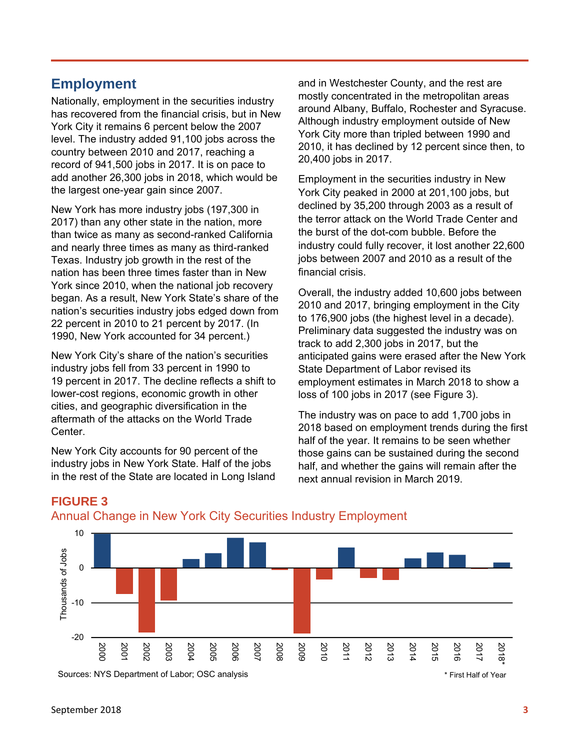## Employment

Nationally, employment in the securities industry has recovered from the financial crisis, but in New York City it remains 6 percent below the 2007 level. The industry added 91,100 jobs across the country between 2010 and 2017, reaching a record of 941,500 jobs in 2017. It is on pace to add another 26,300 jobs in 2018, which would be the largest one-year gain since 2007.

New York has more industry jobs (197,300 in 2017) than any other state in the nation, more than twice as many as second-ranked California and nearly three times as many as third-ranked Texas. Industry job growth in the rest of the nation has been three times faster than in New York since 2010, when the national job recovery began. As a result, New York State's share of the nation's securities industry jobs edged down from 22 percent in 2010 to 21 percent by 2017. (In 1990, New York accounted for 34 percent.)

New York City's share of the nation's securities industry jobs fell from 33 percent in 1990 to 19 percent in 2017. The decline reflects a shift to lower-cost regions, economic growth in other cities, and geographic diversification in the aftermath of the attacks on the World Trade Center.

New York City accounts for 90 percent of the industry jobs in New York State. Half of the jobs in the rest of the State are located in Long Island and in Westchester County, and the rest are mostly concentrated in the metropolitan areas around Albany, Buffalo, Rochester and Syracuse. Although industry employment outside of New York City more than tripled between 1990 and 2010, it has declined by 12 percent since then, to 20,400 jobs in 2017.

Employment in the securities industry in New York City peaked in 2000 at 201,100 jobs, but declined by 35,200 through 2003 as a result of the terror attack on the World Trade Center and the burst of the dot-com bubble. Before the industry could fully recover, it lost another 22,600 jobs between 2007 and 2010 as a result of the financial crisis.

Overall, the industry added 10,600 jobs between 2010 and 2017, bringing employment in the City to 176,900 jobs (the highest level in a decade). Preliminary data suggested the industry was on track to add 2,300 jobs in 2017, but the anticipated gains were erased after the New York State Department of Labor revised its employment estimates in March 2018 to show a loss of 100 jobs in 2017 (see Figure 3).

The industry was on pace to add 1,700 jobs in 2018 based on employment trends during the first half of the year. It remains to be seen whether those gains can be sustained during the second half, and whether the gains will remain after the next annual revision in March 2019.

**FIGURE 3**

Annual Change in New York City Securities Industry Employment

Sources: NYS Department of Labor; OSC analysis

\* First Half of Year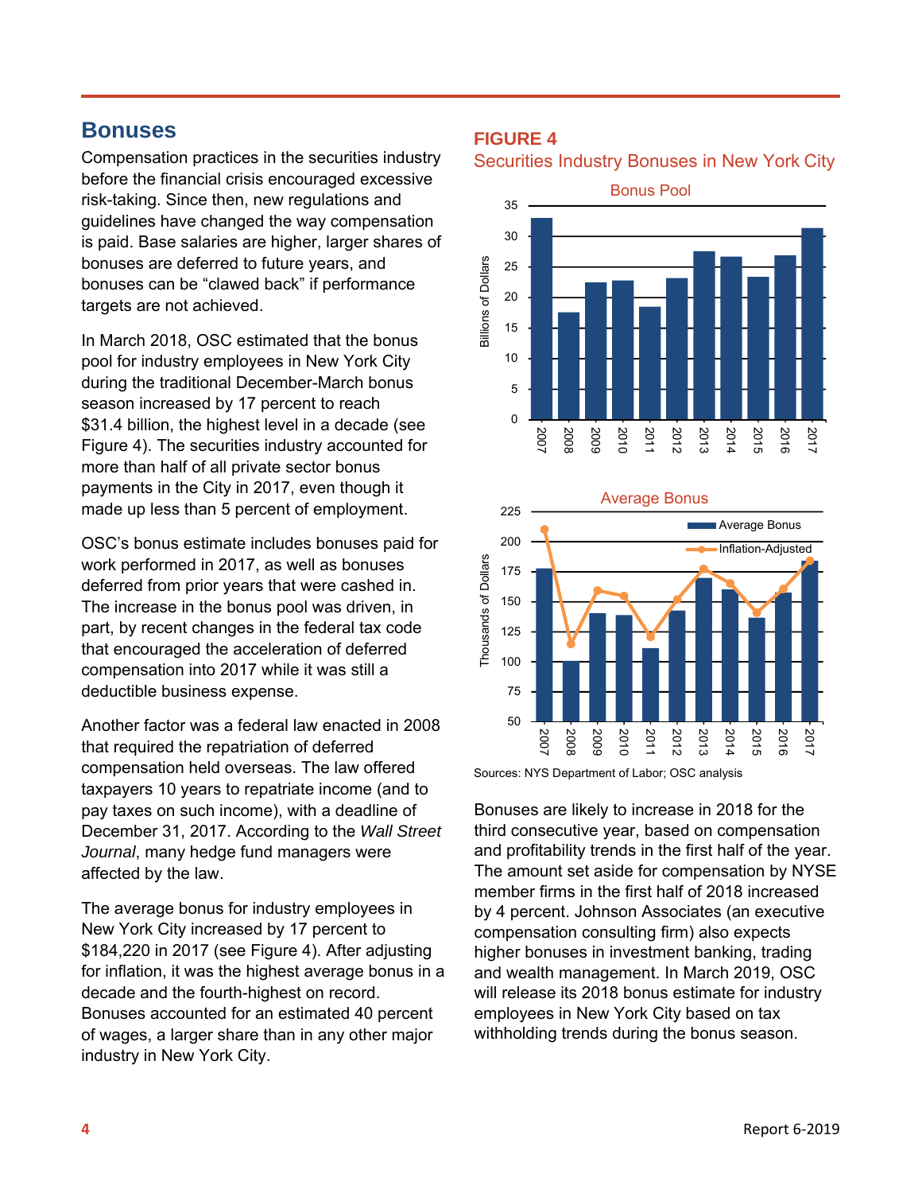## Bonuses

Compensation practices in the securities industry before the financial crisis encouraged excessive risk-taking. Since then, new regulations and guidelines have changed the way compensation is paid. Base salaries are higher, larger shares of bonuses are deferred to future years, and bonuses can be "clawed back" if performance targets are not achieved.

In March 2018, OSC estimated that the bonus pool for industry employees in New York City during the traditional December-March bonus season increased by 17 percent to reach $31.4 billion, the highest level in a decade (see Figure 4). The securities industry accounted for more than half of all private sector bonus payments in the City in 2017, even though it made up less than 5 percent of employment.

OSC's bonus estimate includes bonuses paid for work performed in 2017, as well as bonuses deferred from prior years that were cashed in. The increase in the bonus pool was driven, in part, by recent changes in the federal tax code that encouraged the acceleration of deferred compensation into 2017 while it was still a deductible business expense.

Another factor was a federal law enacted in 2008 that required the repatriation of deferred compensation held overseas. The law offered taxpayers 10 years to repatriate income (and to pay taxes on such income), with a deadline of December 31, 2017. According to the *Wall Street Journal*, many hedge fund managers were affected by the law.

The average bonus for industry employees in New York City increased by 17 percent to $184,220 in 2017 (see Figure 4). After adjusting for inflation, it was the highest average bonus in a decade and the fourth-highest on record. Bonuses accounted for an estimated 40 percent of wages, a larger share than in any other major industry in New York City.

**FIGURE 4**

Securities Industry Bonuses in New York City

Sources: NYS Department of Labor; OSC analysis

Bonuses are likely to increase in 2018 for the third consecutive year, based on compensation and profitability trends in the first half of the year. The amount set aside for compensation by NYSE member firms in the first half of 2018 increased by 4 percent. Johnson Associates (an executive compensation consulting firm) also expects higher bonuses in investment banking, trading and wealth management. In March 2019, OSC will release its 2018 bonus estimate for industry employees in New York City based on tax withholding trends during the bonus season.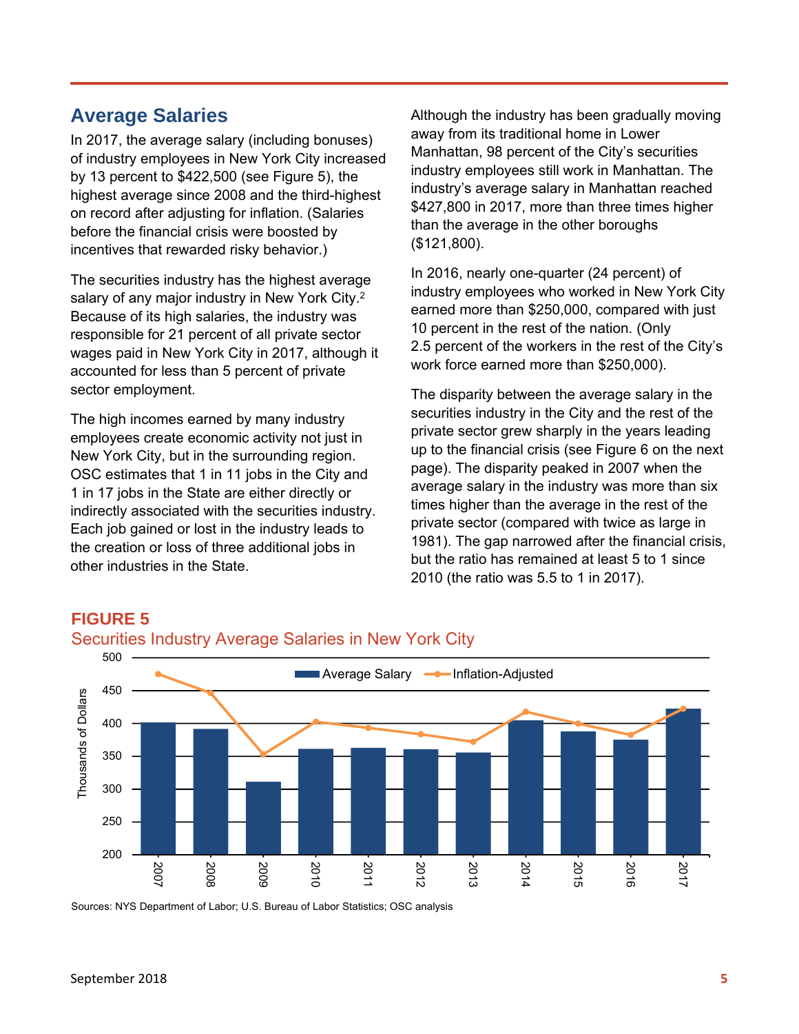## Average Salaries

In 2017, the average salary (including bonuses) of industry employees in New York City increased by 13 percent to $422,500 (see Figure 5), the highest average since 2008 and the third-highest on record after adjusting for inflation. (Salaries before the financial crisis were boosted by incentives that rewarded risky behavior.)

The securities industry has the highest average salary of any major industry in New York City.[2] Because of its high salaries, the industry was responsible for 21 percent of all private sector wages paid in New York City in 2017, although it accounted for less than 5 percent of private sector employment.

The high incomes earned by many industry employees create economic activity not just in New York City, but in the surrounding region. OSC estimates that 1 in 11 jobs in the City and 1 in 17 jobs in the State are either directly or indirectly associated with the securities industry. Each job gained or lost in the industry leads to the creation or loss of three additional jobs in other industries in the State.

Although the industry has been gradually moving away from its traditional home in Lower Manhattan, 98 percent of the City's securities industry employees still work in Manhattan. The industry's average salary in Manhattan reached $427,800 in 2017, more than three times higher than the average in the other boroughs ($121,800).

In 2016, nearly one-quarter (24 percent) of industry employees who worked in New York City earned more than $250,000, compared with just 10 percent in the rest of the nation. (Only 2.5 percent of the workers in the rest of the City's work force earned more than $250,000).

The disparity between the average salary in the securities industry in the City and the rest of the private sector grew sharply in the years leading up to the financial crisis (see Figure 6 on the next page). The disparity peaked in 2007 when the average salary in the industry was more than six times higher than the average in the rest of the private sector (compared with twice as large in 1981). The gap narrowed after the financial crisis, but the ratio has remained at least 5 to 1 since 2010 (the ratio was 5.5 to 1 in 2017).

**FIGURE 5**
Securities Industry Average Salaries in New York City

Sources: NYS Department of Labor; U.S. Bureau of Labor Statistics; OSC analysis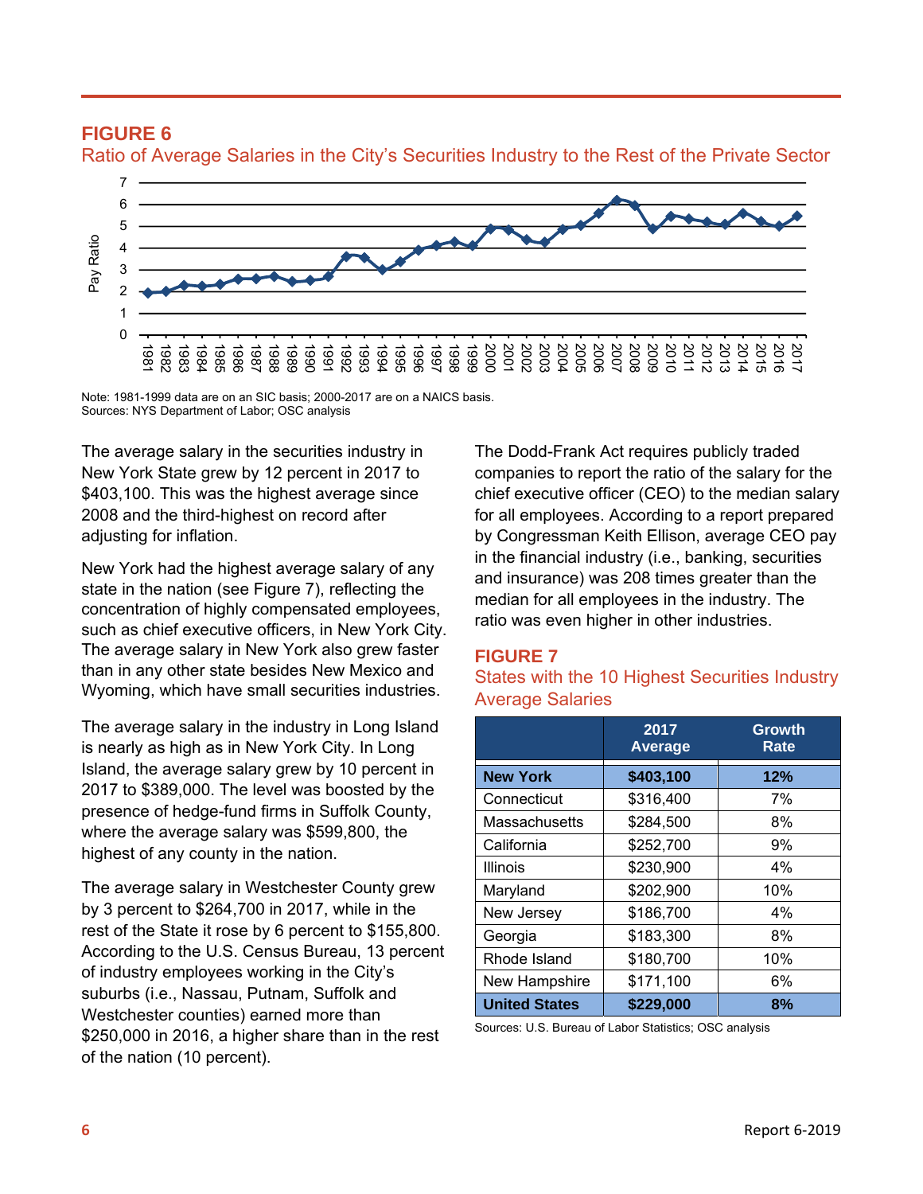## FIGURE 6

Ratio of Average Salaries in the City's Securities Industry to the Rest of the Private Sector

Note: 1981-1999 data are on an SIC basis; 2000-2017 are on a NAICS basis.
Sources: NYS Department of Labor; OSC analysis

The average salary in the securities industry in New York State grew by 12 percent in 2017 to $403,100. This was the highest average since 2008 and the third-highest on record after adjusting for inflation.

New York had the highest average salary of any state in the nation (see Figure 7), reflecting the concentration of highly compensated employees, such as chief executive officers, in New York City. The average salary in New York also grew faster than in any other state besides New Mexico and Wyoming, which have small securities industries.

The average salary in the industry in Long Island is nearly as high as in New York City. In Long Island, the average salary grew by 10 percent in 2017 to $389,000. The level was boosted by the presence of hedge-fund firms in Suffolk County, where the average salary was $599,800, the highest of any county in the nation.

The average salary in Westchester County grew by 3 percent to $264,700 in 2017, while in the rest of the State it rose by 6 percent to $155,800. According to the U.S. Census Bureau, 13 percent of industry employees working in the City's suburbs (i.e., Nassau, Putnam, Suffolk and Westchester counties) earned more than $250,000 in 2016, a higher share than in the rest of the nation (10 percent).

The Dodd-Frank Act requires publicly traded companies to report the ratio of the salary for the chief executive officer (CEO) to the median salary for all employees. According to a report prepared by Congressman Keith Ellison, average CEO pay in the financial industry (i.e., banking, securities and insurance) was 208 times greater than the median for all employees in the industry. The ratio was even higher in other industries.

## FIGURE 7

States with the 10 Highest Securities Industry Average Salaries

| | 2017 Average | Growth Rate |
|---|---|---|
| **New York** | **$403,100** | **12%** |
| Connecticut | $316,400 | 7% |
| Massachusetts | $284,500 | 8% |
| California | $252,700 | 9% |
| Illinois | $230,900 | 4% |
| Maryland | $202,900 | 10% |
| New Jersey | $186,700 | 4% |
| Georgia | $183,300 | 8% |
| Rhode Island | $180,700 | 10% |
| New Hampshire | $171,100 | 6% |
| **United States** | **$229,000** | **8%** |

Sources: U.S. Bureau of Labor Statistics; OSC analysis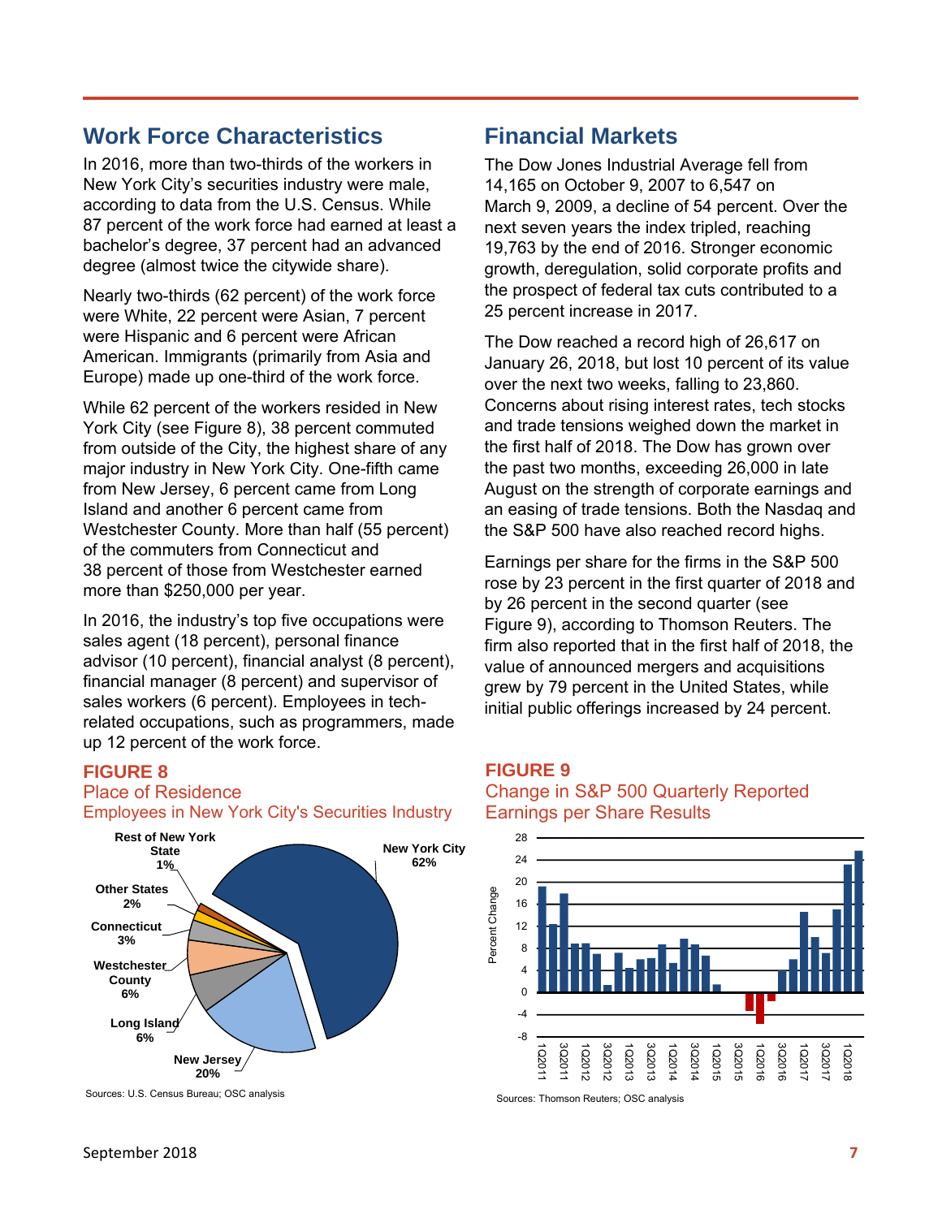## Work Force Characteristics

In 2016, more than two-thirds of the workers in New York City's securities industry were male, according to data from the U.S. Census. While 87 percent of the work force had earned at least a bachelor's degree, 37 percent had an advanced degree (almost twice the citywide share).

Nearly two-thirds (62 percent) of the work force were White, 22 percent were Asian, 7 percent were Hispanic and 6 percent were African American. Immigrants (primarily from Asia and Europe) made up one-third of the work force.

While 62 percent of the workers resided in New York City (see Figure 8), 38 percent commuted from outside of the City, the highest share of any major industry in New York City. One-fifth came from New Jersey, 6 percent came from Long Island and another 6 percent came from Westchester County. More than half (55 percent) of the commuters from Connecticut and 38 percent of those from Westchester earned more than $250,000 per year.

In 2016, the industry's top five occupations were sales agent (18 percent), personal finance advisor (10 percent), financial analyst (8 percent), financial manager (8 percent) and supervisor of sales workers (6 percent). Employees in tech-related occupations, such as programmers, made up 12 percent of the work force.

**FIGURE 8**
Place of Residence
Employees in New York City's Securities Industry

| Place of Residence | Share |
|---|---|
| New York City | 62% |
| New Jersey | 20% |
| Long Island | 6% |
| Westchester County | 6% |
| Connecticut | 3% |
| Other States | 2% |
| Rest of New York State | 1% |

Sources: U.S. Census Bureau; OSC analysis

## Financial Markets

The Dow Jones Industrial Average fell from 14,165 on October 9, 2007 to 6,547 on March 9, 2009, a decline of 54 percent. Over the next seven years the index tripled, reaching 19,763 by the end of 2016. Stronger economic growth, deregulation, solid corporate profits and the prospect of federal tax cuts contributed to a 25 percent increase in 2017.

The Dow reached a record high of 26,617 on January 26, 2018, but lost 10 percent of its value over the next two weeks, falling to 23,860. Concerns about rising interest rates, tech stocks and trade tensions weighed down the market in the first half of 2018. The Dow has grown over the past two months, exceeding 26,000 in late August on the strength of corporate earnings and an easing of trade tensions. Both the Nasdaq and the S&P 500 have also reached record highs.

Earnings per share for the firms in the S&P 500 rose by 23 percent in the first quarter of 2018 and by 26 percent in the second quarter (see Figure 9), according to Thomson Reuters. The firm also reported that in the first half of 2018, the value of announced mergers and acquisitions grew by 79 percent in the United States, while initial public offerings increased by 24 percent.

**FIGURE 9**
Change in S&P 500 Quarterly Reported Earnings per Share Results

Sources: Thomson Reuters; OSC analysis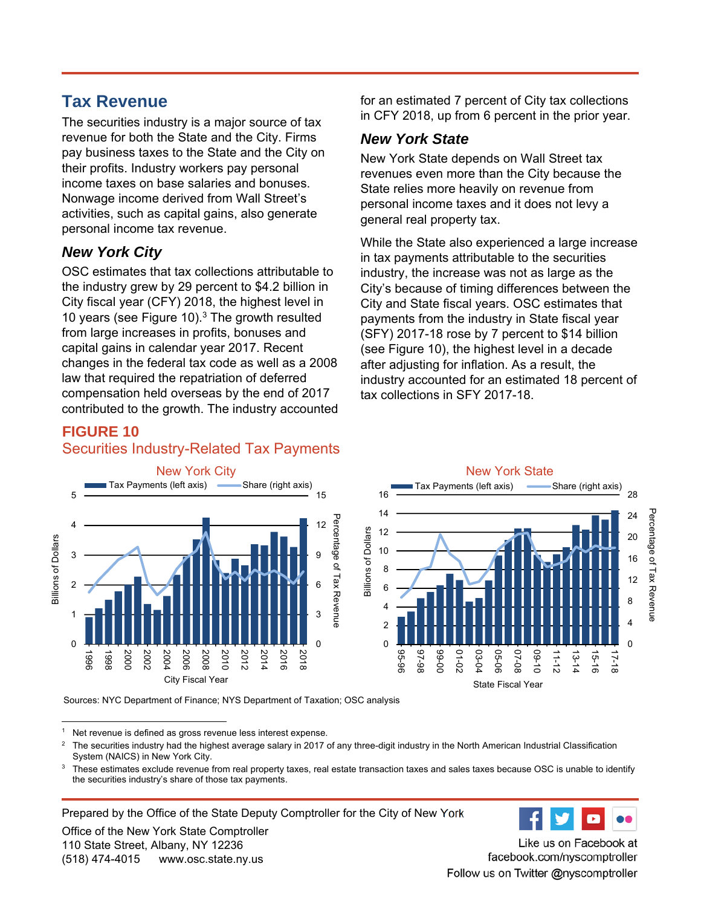## Tax Revenue

The securities industry is a major source of tax revenue for both the State and the City. Firms pay business taxes to the State and the City on their profits. Industry workers pay personal income taxes on base salaries and bonuses. Nonwage income derived from Wall Street's activities, such as capital gains, also generate personal income tax revenue.

### *New York City*

OSC estimates that tax collections attributable to the industry grew by 29 percent to $4.2 billion in City fiscal year (CFY) 2018, the highest level in 10 years (see Figure 10).[3] The growth resulted from large increases in profits, bonuses and capital gains in calendar year 2017. Recent changes in the federal tax code as well as a 2008 law that required the repatriation of deferred compensation held overseas by the end of 2017 contributed to the growth. The industry accounted for an estimated 7 percent of City tax collections in CFY 2018, up from 6 percent in the prior year.

### *New York State*

New York State depends on Wall Street tax revenues even more than the City because the State relies more heavily on revenue from personal income taxes and it does not levy a general real property tax.

While the State also experienced a large increase in tax payments attributable to the securities industry, the increase was not as large as the City's because of timing differences between the City and State fiscal years. OSC estimates that payments from the industry in State fiscal year (SFY) 2017-18 rose by 7 percent to $14 billion (see Figure 10), the highest level in a decade after adjusting for inflation. As a result, the industry accounted for an estimated 18 percent of tax collections in SFY 2017-18.

**FIGURE 10**
Securities Industry-Related Tax Payments

New York City

Tax Payments (left axis)
Share (right axis)

Billions of Dollars
Percentage of Tax Revenue

0
1
2
3
4
5

0
3
6
9
12
15

1996 1998 2000 2002 2004 2006 2008 2010 2012 2014 2016 2018

City Fiscal Year

New York State

Tax Payments (left axis)
Share (right axis)

Billions of Dollars
Percentage of Tax Revenue

0
2
4
6
8
10
12
14
16

0
4
8
12
16
20
24
28

95-96 97-98 99-00 01-02 03-04 05-06 07-08 09-10 11-12 13-14 15-16 17-18

State Fiscal Year

Sources: NYC Department of Finance; NYS Department of Taxation; OSC analysis

---

[1] Net revenue is defined as gross revenue less interest expense.

[2] The securities industry had the highest average salary in 2017 of any three-digit industry in the North American Industrial Classification System (NAICS) in New York City.

[3] These estimates exclude revenue from real property taxes, real estate transaction taxes and sales taxes because OSC is unable to identify the securities industry's share of those tax payments.

---

Prepared by the Office of the State Deputy Comptroller for the City of New York

Office of the New York State Comptroller
110 State Street, Albany, NY 12236
(518) 474-4015 www.osc.state.ny.us

Like us on Facebook at facebook.com/nyscomptroller
Follow us on Twitter @nyscomptroller